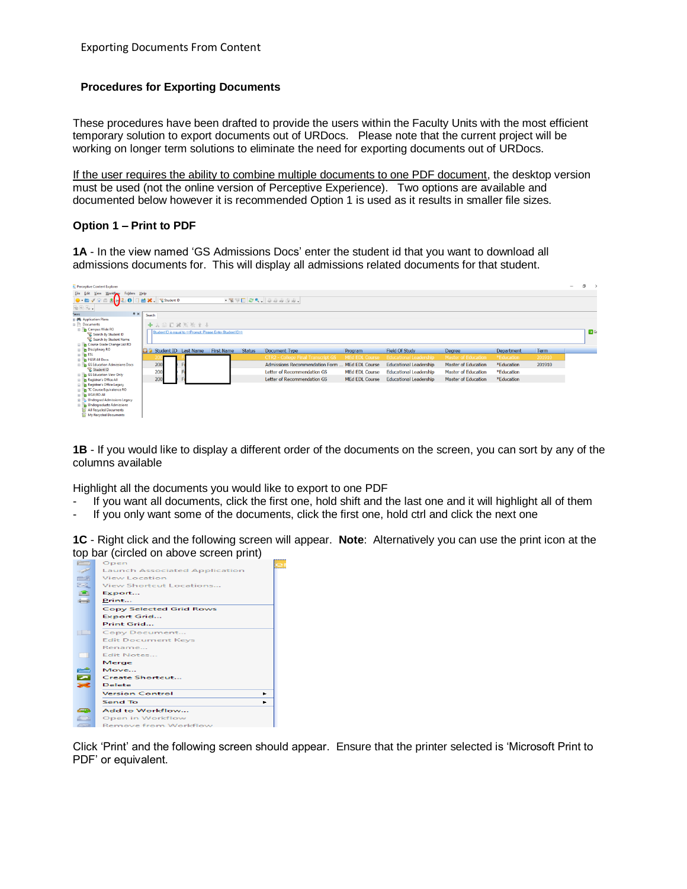Exporting Documents From Content

**Procedures for Exporting Documents**

These procedures have been drafted to provide the users within the Faculty Units with the most efficient temporary solution to export documents out of URDocs. Please note that the current project will be working on longer term solutions to eliminate the need for exporting documents out of URDocs.

If the user requires the ability to combine multiple documents to one PDF document, the desktop version must be used (not the online version of Perceptive Experience). Two options are available and documented below however it is recommended Option 1 is used as it results in smaller file sizes.

**Option 1 – Print to PDF**

**1A** - In the view named 'GS Admissions Docs' enter the student id that you want to download all admissions documents for. This will display all admissions related documents for that student.

**1B** - If you would like to display a different order of the documents on the screen, you can sort by any of the columns available

Highlight all the documents you would like to export to one PDF

- If you want all documents, click the first one, hold shift and the last one and it will highlight all of them
- If you only want some of the documents, click the first one, hold ctrl and click the next one

**1C** - Right click and the following screen will appear. **Note**: Alternatively you can use the print icon at the top bar (circled on above screen print)

Click 'Print' and the following screen should appear. Ensure that the printer selected is 'Microsoft Print to PDF' or equivalent.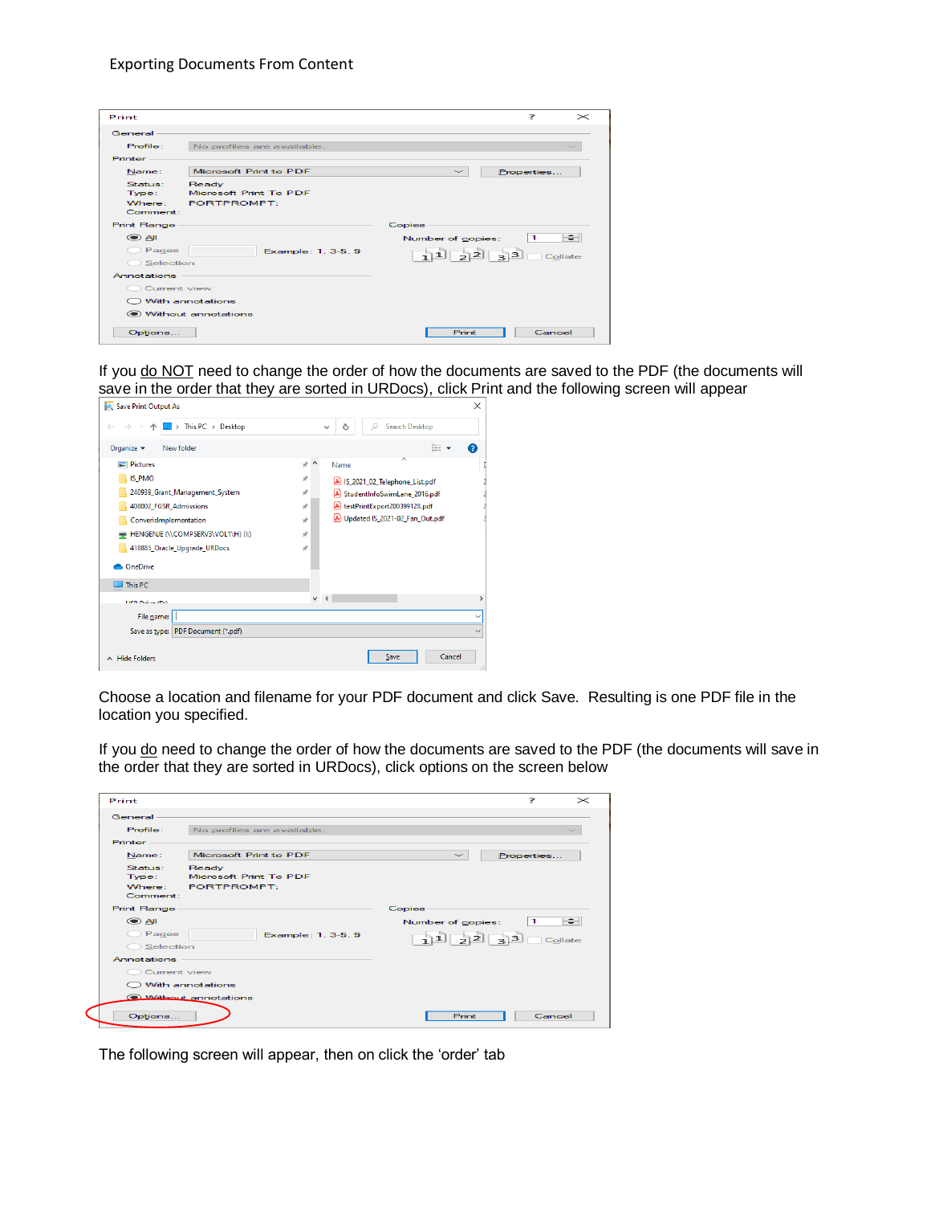Exporting Documents From Content

If you do NOT need to change the order of how the documents are saved to the PDF (the documents will save in the order that they are sorted in URDocs), click Print and the following screen will appear

Choose a location and filename for your PDF document and click Save. Resulting is one PDF file in the location you specified.

If you do need to change the order of how the documents are saved to the PDF (the documents will save in the order that they are sorted in URDocs), click options on the screen below

The following screen will appear, then on click the 'order' tab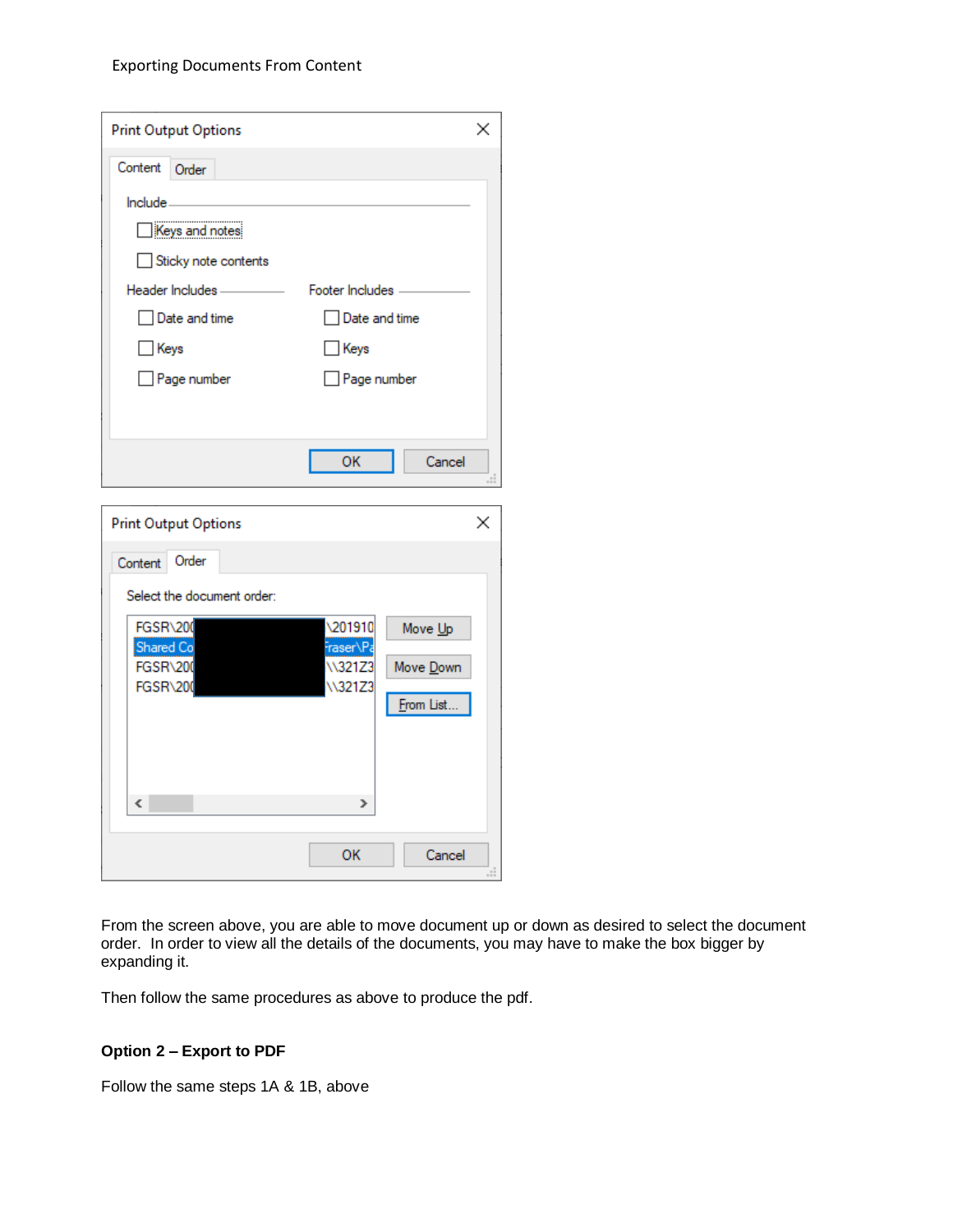Print Output Options

Content | Order

Include

- [ ] Keys and notes
- [ ] Sticky note contents

Header Includes

- [ ] Date and time
- [ ] Keys
- [ ] Page number

Footer Includes

- [ ] Date and time
- [ ] Keys
- [ ] Page number

OK | Cancel

Print Output Options

Content | Order

Select the document order:

FGSR\200 ... \201910
Shared Co ... Fraser\Pa
FGSR\200 ... \\321Z3
FGSR\200 ... \\321Z3

Move Up | Move Down | From List...

OK | Cancel

From the screen above, you are able to move document up or down as desired to select the document order. In order to view all the details of the documents, you may have to make the box bigger by expanding it.

Then follow the same procedures as above to produce the pdf.

**Option 2 – Export to PDF**

Follow the same steps 1A & 1B, above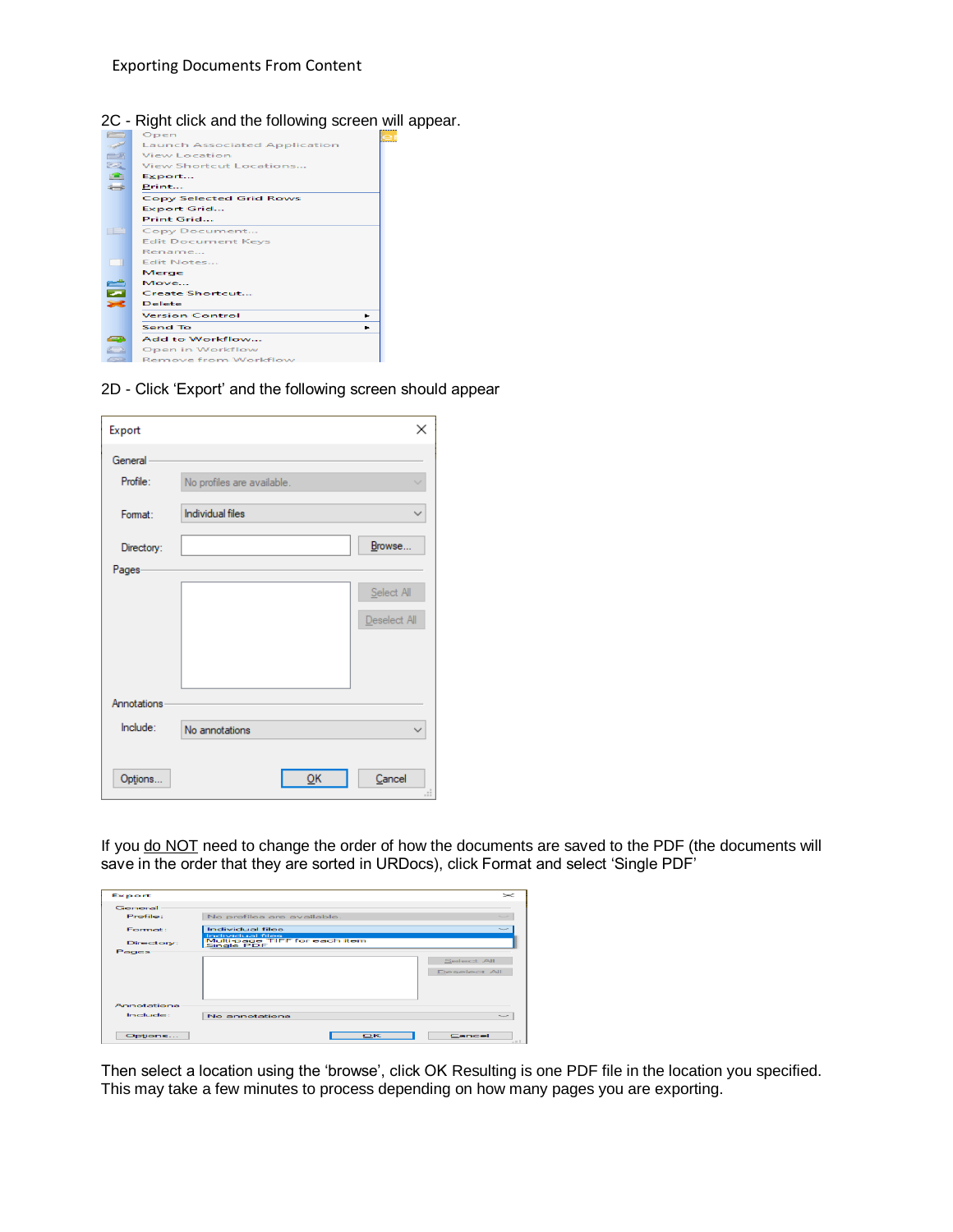Exporting Documents From Content

2C - Right click and the following screen will appear.

2D - Click 'Export' and the following screen should appear

If you do NOT need to change the order of how the documents are saved to the PDF (the documents will save in the order that they are sorted in URDocs), click Format and select 'Single PDF'

Then select a location using the 'browse', click OK Resulting is one PDF file in the location you specified. This may take a few minutes to process depending on how many pages you are exporting.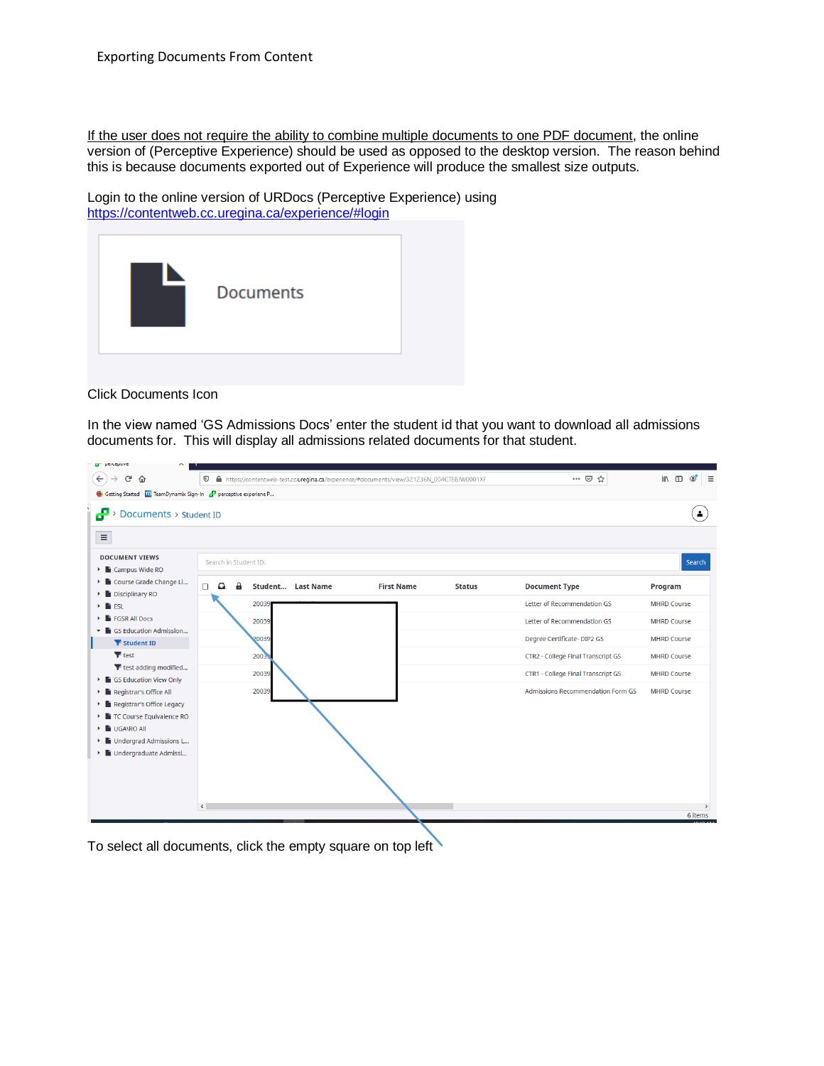Exporting Documents From Content

If the user does not require the ability to combine multiple documents to one PDF document, the online version of (Perceptive Experience) should be used as opposed to the desktop version. The reason behind this is because documents exported out of Experience will produce the smallest size outputs.

Login to the online version of URDocs (Perceptive Experience) using [https://contentweb.cc.uregina.ca/experience/#login](https://contentweb.cc.uregina.ca/experience/#login)

Click Documents Icon

In the view named 'GS Admissions Docs' enter the student id that you want to download all admissions documents for. This will display all admissions related documents for that student.

To select all documents, click the empty square on top left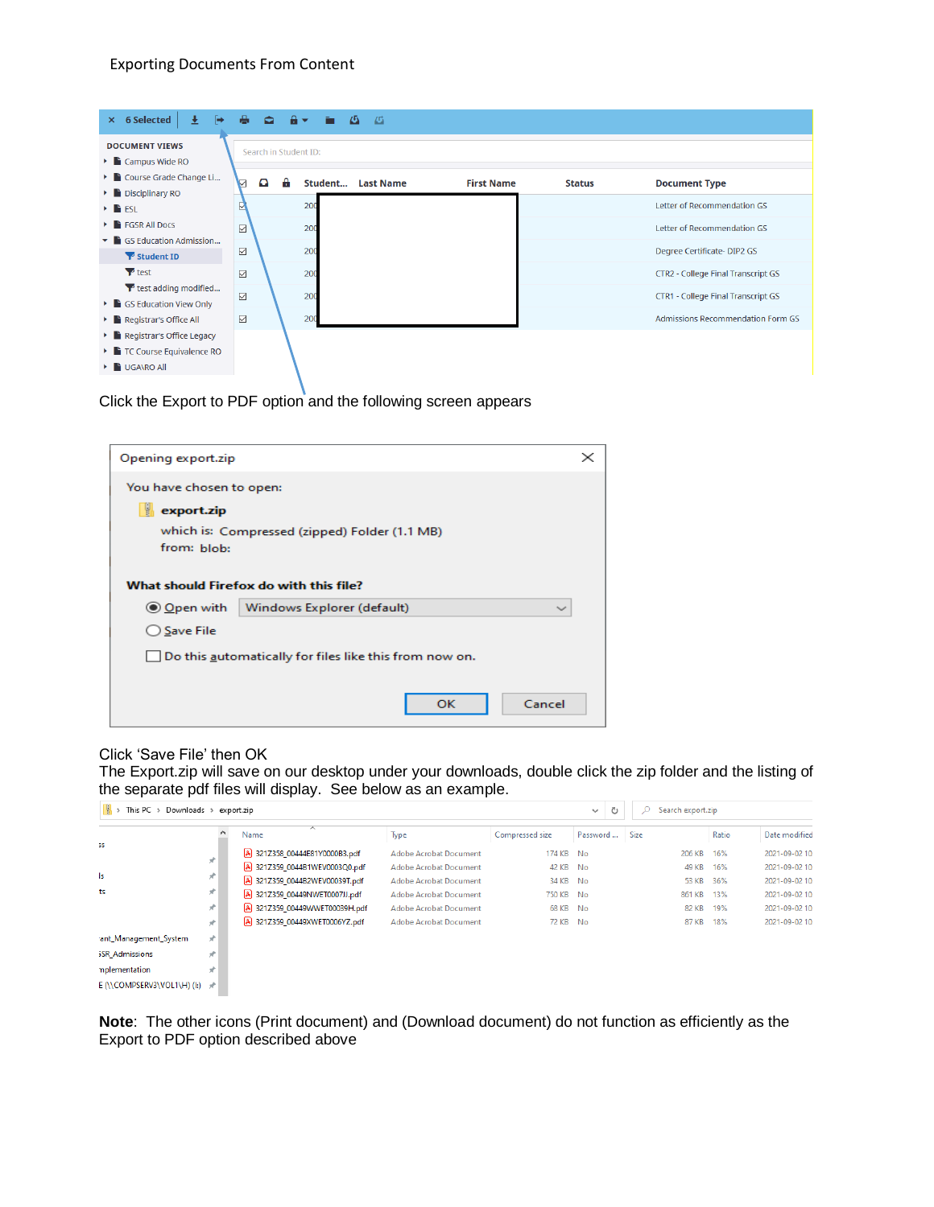Exporting Documents From Content

Click the Export to PDF option and the following screen appears

Click 'Save File' then OK

The Export.zip will save on our desktop under your downloads, double click the zip folder and the listing of the separate pdf files will display. See below as an example.

**Note**: The other icons (Print document) and (Download document) do not function as efficiently as the Export to PDF option described above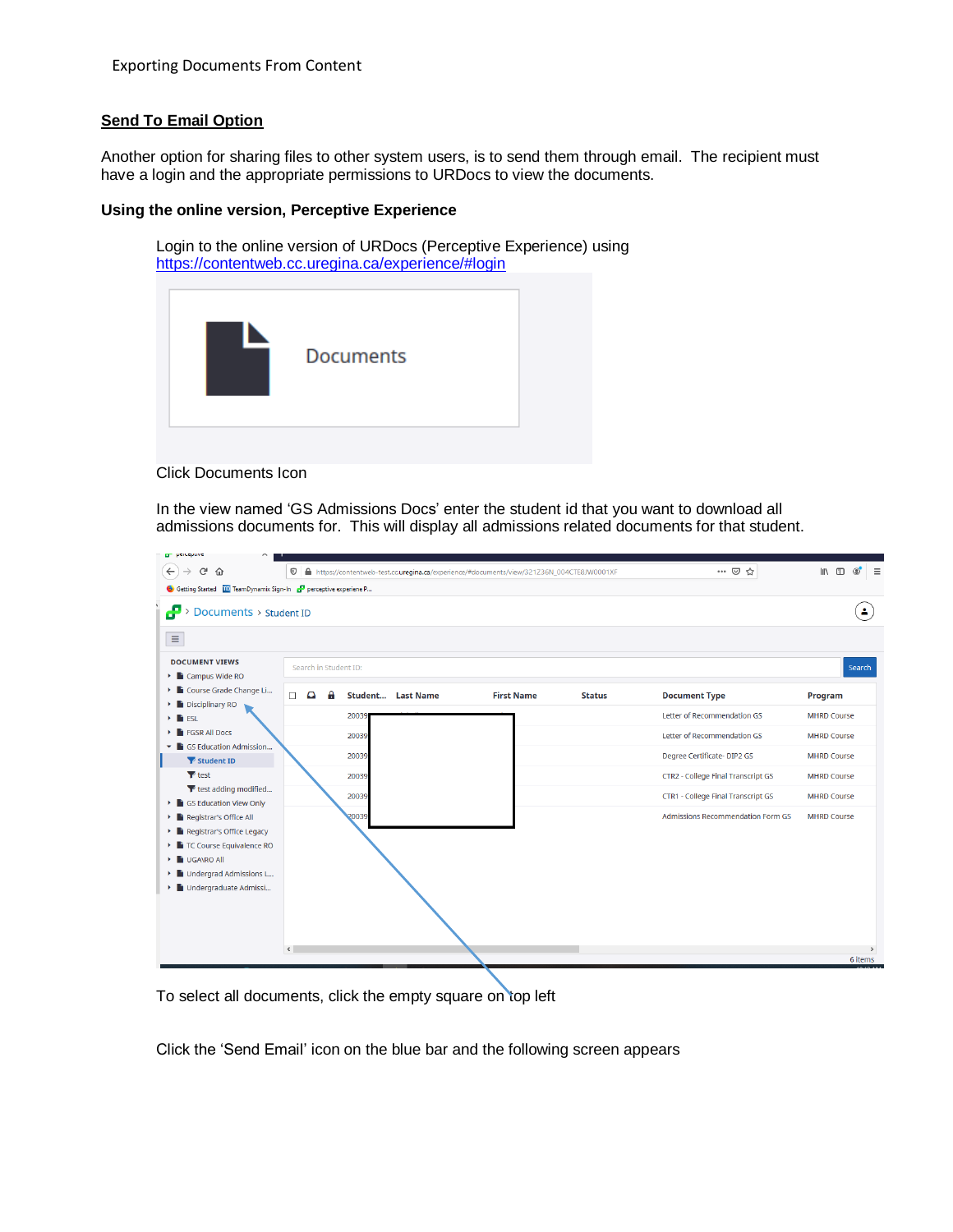## Send To Email Option

Another option for sharing files to other system users, is to send them through email. The recipient must have a login and the appropriate permissions to URDocs to view the documents.

### Using the online version, Perceptive Experience

Login to the online version of URDocs (Perceptive Experience) using [https://contentweb.cc.uregina.ca/experience/#login](https://contentweb.cc.uregina.ca/experience/#login)

Click Documents Icon

In the view named 'GS Admissions Docs' enter the student id that you want to download all admissions documents for. This will display all admissions related documents for that student.

To select all documents, click the empty square on top left

Click the 'Send Email' icon on the blue bar and the following screen appears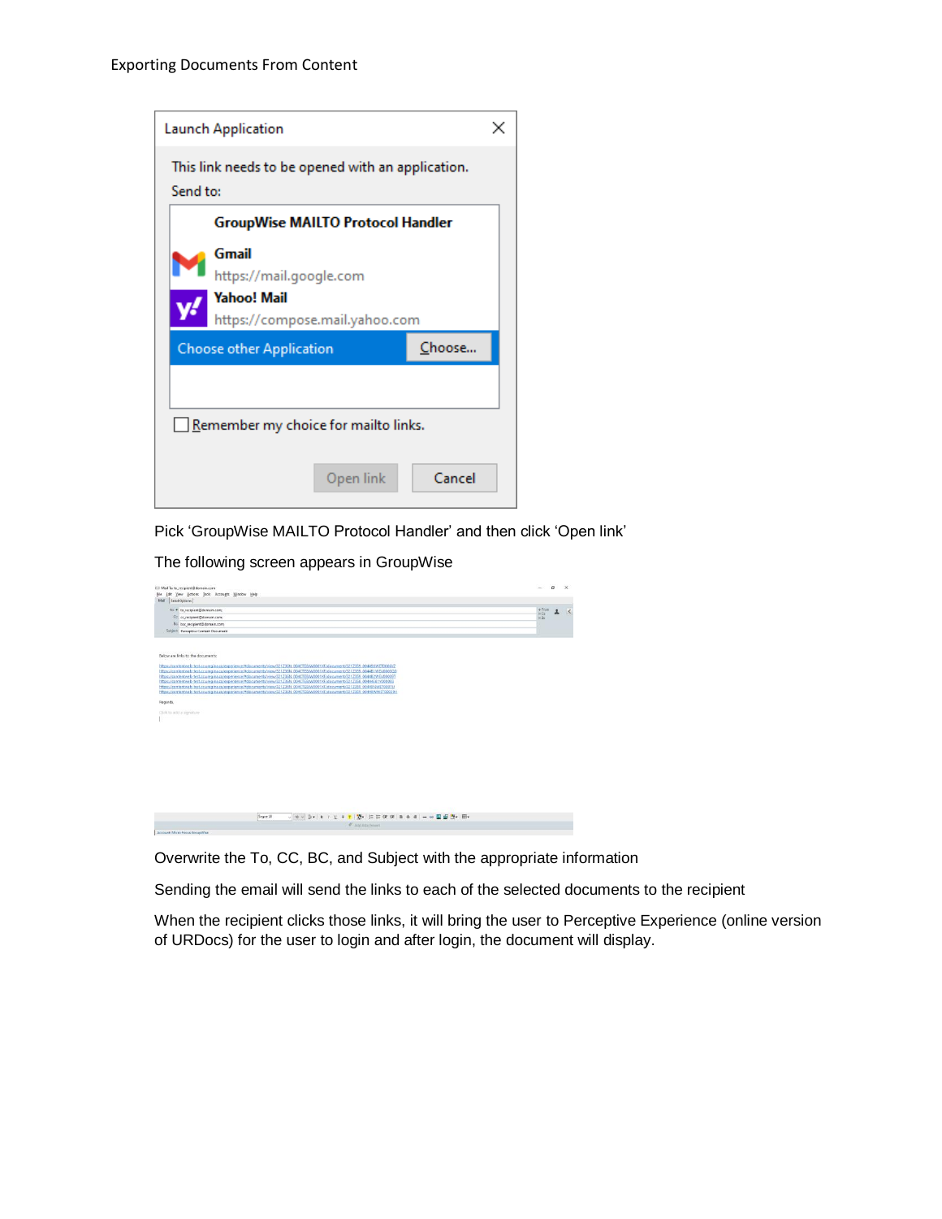Pick 'GroupWise MAILTO Protocol Handler' and then click 'Open link'

The following screen appears in GroupWise

Overwrite the To, CC, BC, and Subject with the appropriate information

Sending the email will send the links to each of the selected documents to the recipient

When the recipient clicks those links, it will bring the user to Perceptive Experience (online version of URDocs) for the user to login and after login, the document will display.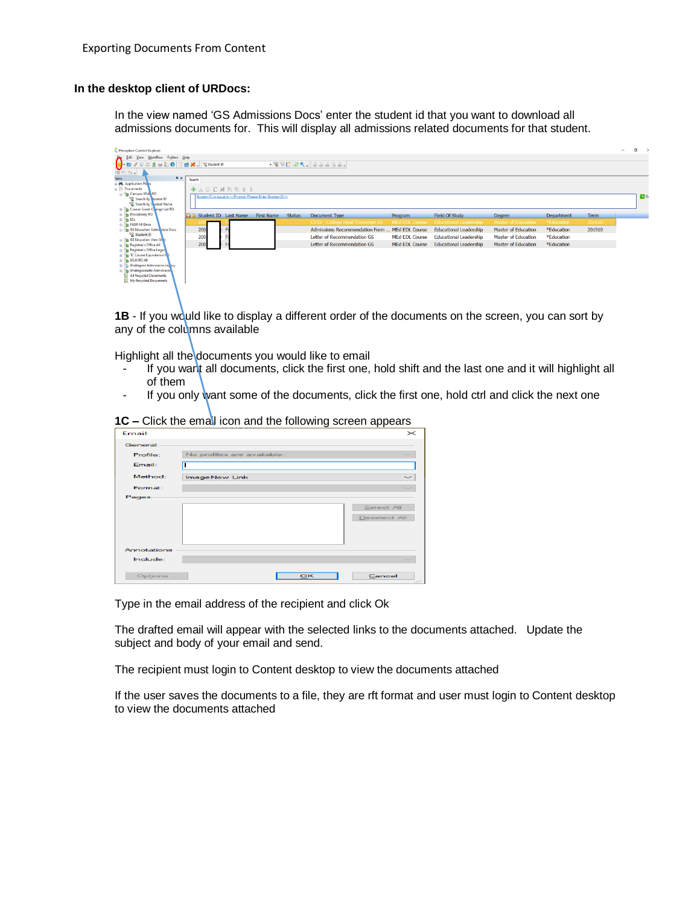Exporting Documents From Content

**In the desktop client of URDocs:**

In the view named 'GS Admissions Docs' enter the student id that you want to download all admissions documents for. This will display all admissions related documents for that student.

**1B** - If you would like to display a different order of the documents on the screen, you can sort by any of the columns available

Highlight all the documents you would like to email

- If you want all documents, click the first one, hold shift and the last one and it will highlight all of them
- If you only want some of the documents, click the first one, hold ctrl and click the next one

**1C –** Click the email icon and the following screen appears

Type in the email address of the recipient and click Ok

The drafted email will appear with the selected links to the documents attached. Update the subject and body of your email and send.

The recipient must login to Content desktop to view the documents attached

If the user saves the documents to a file, they are rft format and user must login to Content desktop to view the documents attached